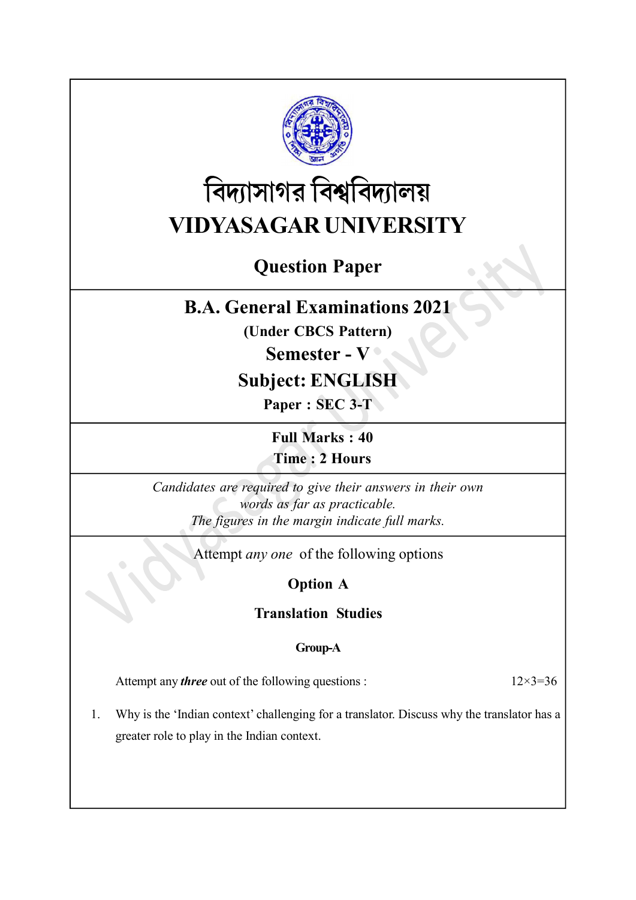# বিদ্যাসাগর বিশ্ববিদ্যালয়

# VIDYASAGAR UNIVERSITY

## Question Paper

## B.A. General Examinations 2021

**(Under CBCS Pattern)**

**Semester - V**

**Subject: ENGLISH**

**Paper : SEC 3-T**

**Full Marks : 40**

**Time : 2 Hours**

*Candidates are required to give their answers in their own words as far as practicable.*
*The figures in the margin indicate full marks.*

Attempt *any one* of the following options

### Option A

### Translation Studies

#### Group-A

Attempt any ***three*** out of the following questions : 12×3=36

1. Why is the 'Indian context' challenging for a translator. Discuss why the translator has a greater role to play in the Indian context.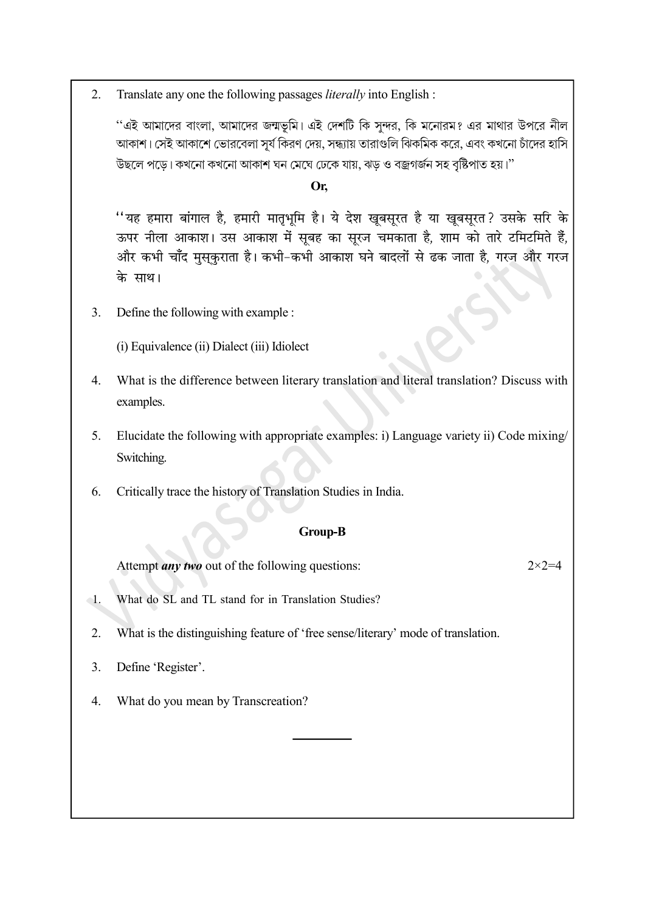2. Translate any one the following passages *literally* into English :

"এই আমাদের বাংলা, আমাদের জন্মভূমি। এই দেশটি কি সুন্দর, কি মনোরম? এর মাথার উপরে নীল আকাশ। সেই আকাশে ভোরবেলা সূর্য কিরণ দেয়, সন্ধ্যায় তারাগুলি ঝিকমিক করে, এবং কখনো চাঁদের হাসি উছলে পড়ে। কখনো কখনো আকাশ ঘন মেঘে ঢেকে যায়, ঝড় ও বজ্রগর্জন সহ বৃষ্টিপাত হয়।"

**Or,**

"यह हमारा बांगाल है, हमारी मातृभूमि है। ये देश खूबसूरत है या खूबसूरत? उसके सरि के ऊपर नीला आकाश। उस आकाश में सूबह का सूरज चमकाता है, शाम को तारे टमिटमिते हैं, और कभी चाँद मुस्कुराता है। कभी-कभी आकाश घने बादलों से ढक जाता है, गरज और गरज के साथ।

3. Define the following with example :

   (i) Equivalence (ii) Dialect (iii) Idiolect

4. What is the difference between literary translation and literal translation? Discuss with examples.

5. Elucidate the following with appropriate examples: i) Language variety ii) Code mixing/ Switching.

6. Critically trace the history of Translation Studies in India.

**Group-B**

Attempt ***any two*** out of the following questions: $2 \times 2 = 4$

1. What do SL and TL stand for in Translation Studies?

2. What is the distinguishing feature of 'free sense/literary' mode of translation.

3. Define 'Register'.

4. What do you mean by Transcreation?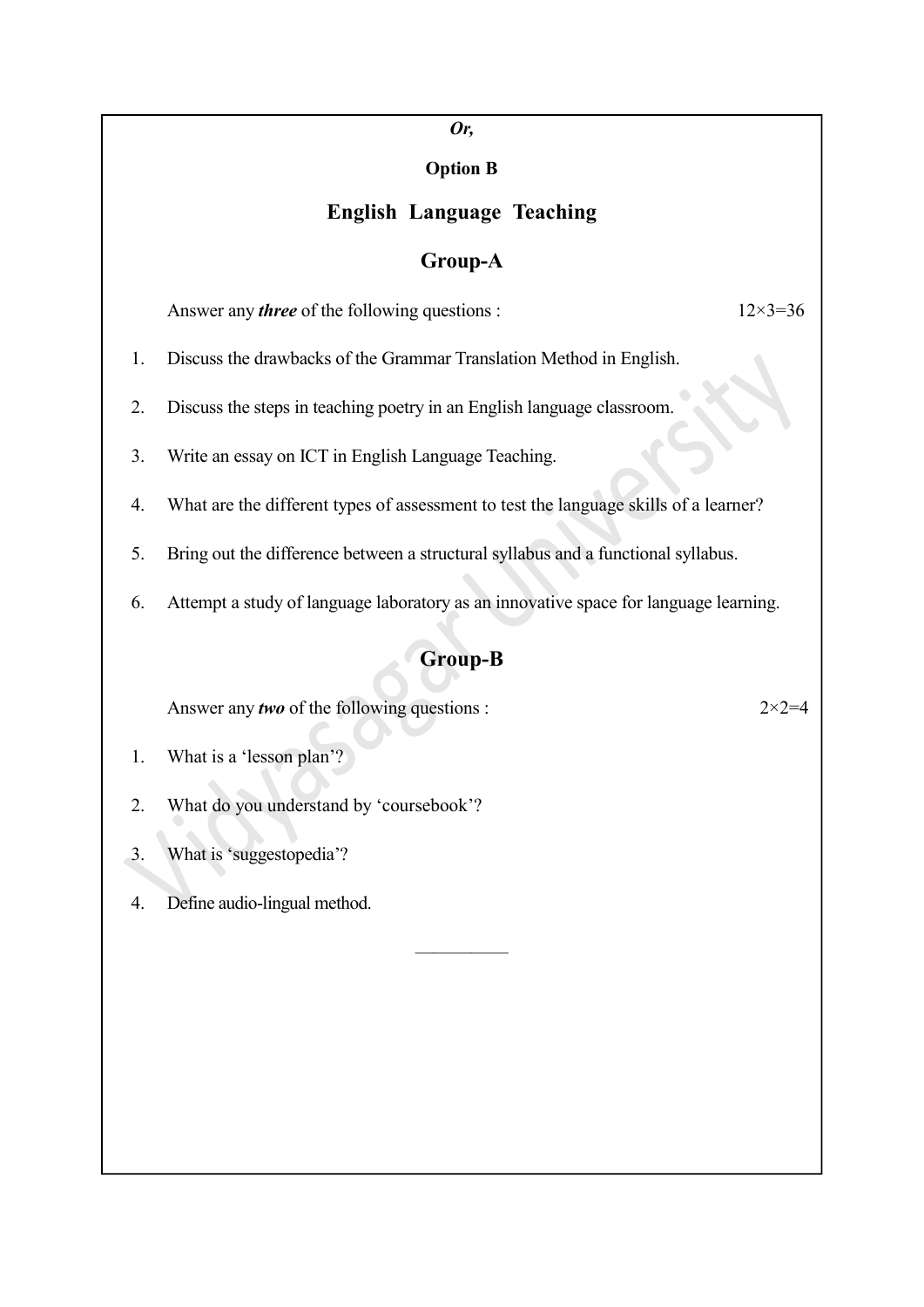*Or,*

**Option B**

## English Language Teaching

### Group-A

Answer any ***three*** of the following questions : 12×3=36

1. Discuss the drawbacks of the Grammar Translation Method in English.
2. Discuss the steps in teaching poetry in an English language classroom.
3. Write an essay on ICT in English Language Teaching.
4. What are the different types of assessment to test the language skills of a learner?
5. Bring out the difference between a structural syllabus and a functional syllabus.
6. Attempt a study of language laboratory as an innovative space for language learning.

### Group-B

Answer any ***two*** of the following questions : 2×2=4

1. What is a 'lesson plan'?
2. What do you understand by 'coursebook'?
3. What is 'suggestopedia'?
4. Define audio-lingual method.

———————